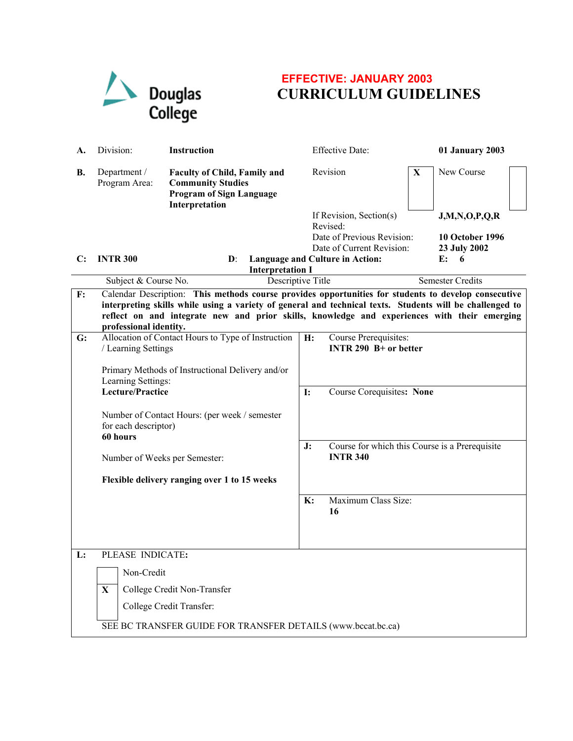Douglas College

**EFFECTIVE: JANUARY 2003**

# CURRICULUM GUIDELINES

| | | | | |
|---|---|---|---|---|
| **A.** | Division: | **Instruction** | Effective Date: | **01 January 2003** |
| **B.** | Department / Program Area: | **Faculty of Child, Family and Community Studies Program of Sign Language Interpretation** | Revision **X** New Course | |
| | | | If Revision, Section(s) Revised: | **J,M,N,O,P,Q,R** |
| | | | Date of Previous Revision: | **10 October 1996** |
| | | | Date of Current Revision: | **23 July 2002** |

| **C:** | **D:** | **E:** |
|---|---|---|
| **INTR 300** | **Language and Culture in Action: Interpretation I** | **6** |
| Subject & Course No. | Descriptive Title | Semester Credits |

**F:** Calendar Description: **This methods course provides opportunities for students to develop consecutive interpreting skills while using a variety of general and technical texts. Students will be challenged to reflect on and integrate new and prior skills, knowledge and experiences with their emerging professional identity.**

**G:** Allocation of Contact Hours to Type of Instruction / Learning Settings

Primary Methods of Instructional Delivery and/or Learning Settings:
**Lecture/Practice**

Number of Contact Hours: (per week / semester for each descriptor)
**60 hours**

Number of Weeks per Semester:

**Flexible delivery ranging over 1 to 15 weeks**

**H:** Course Prerequisites:
**INTR 290 B+ or better**

**I:** Course Corequisites: **None**

**J:** Course for which this Course is a Prerequisite
**INTR 340**

**K:** Maximum Class Size:
**16**

**L:** PLEASE INDICATE:

- [ ] Non-Credit
- [X] College Credit Non-Transfer
- [ ] College Credit Transfer:

SEE BC TRANSFER GUIDE FOR TRANSFER DETAILS (www.bccat.bc.ca)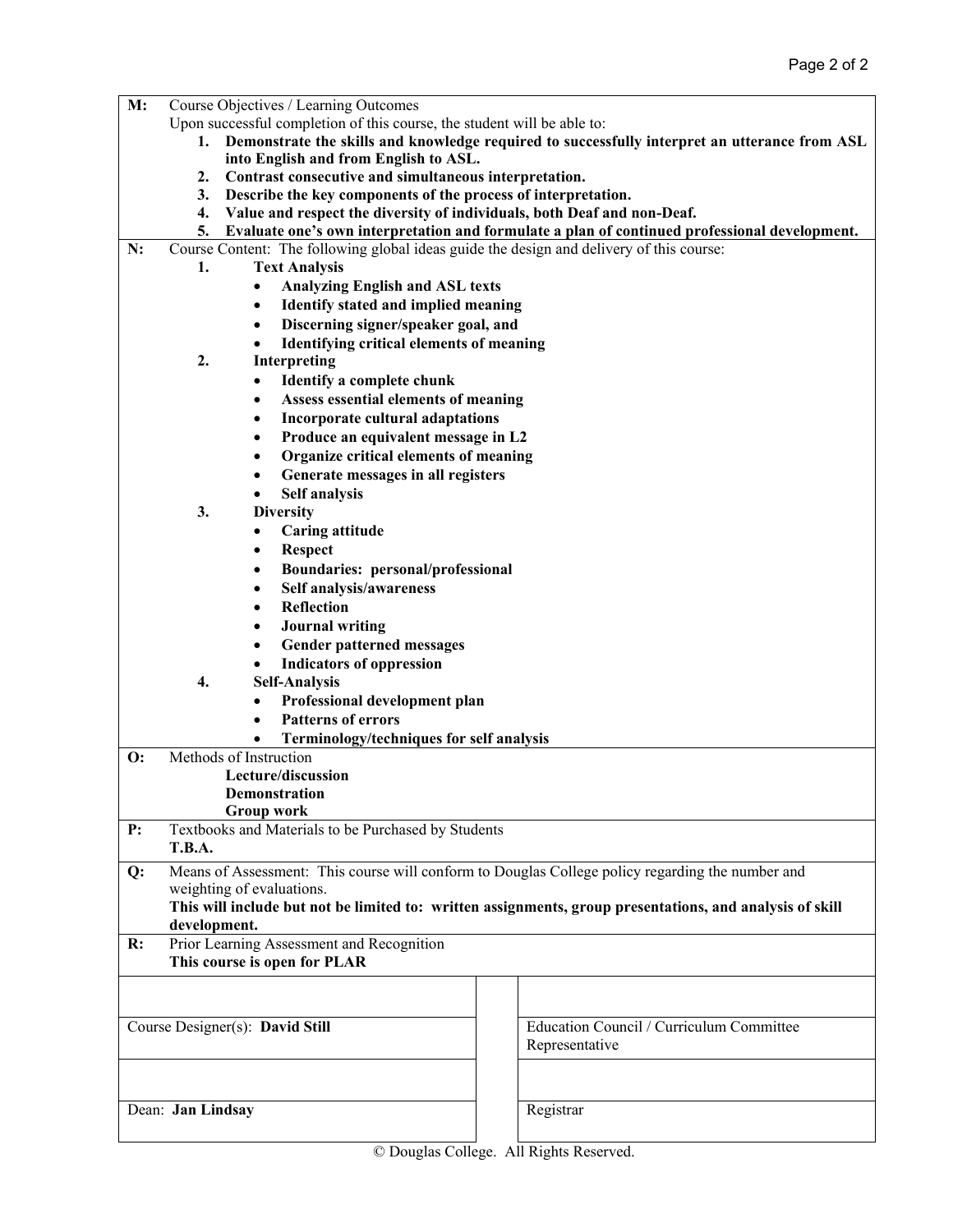**M:** Course Objectives / Learning Outcomes

Upon successful completion of this course, the student will be able to:

1. **Demonstrate the skills and knowledge required to successfully interpret an utterance from ASL into English and from English to ASL.**
2. **Contrast consecutive and simultaneous interpretation.**
3. **Describe the key components of the process of interpretation.**
4. **Value and respect the diversity of individuals, both Deaf and non-Deaf.**
5. **Evaluate one's own interpretation and formulate a plan of continued professional development.**

**N:** Course Content: The following global ideas guide the design and delivery of this course:

1. **Text Analysis**
   - **Analyzing English and ASL texts**
   - **Identify stated and implied meaning**
   - **Discerning signer/speaker goal, and**
   - **Identifying critical elements of meaning**
2. **Interpreting**
   - **Identify a complete chunk**
   - **Assess essential elements of meaning**
   - **Incorporate cultural adaptations**
   - **Produce an equivalent message in L2**
   - **Organize critical elements of meaning**
   - **Generate messages in all registers**
   - **Self analysis**
3. **Diversity**
   - **Caring attitude**
   - **Respect**
   - **Boundaries: personal/professional**
   - **Self analysis/awareness**
   - **Reflection**
   - **Journal writing**
   - **Gender patterned messages**
   - **Indicators of oppression**
4. **Self-Analysis**
   - **Professional development plan**
   - **Patterns of errors**
   - **Terminology/techniques for self analysis**

**O:** Methods of Instruction

**Lecture/discussion**
**Demonstration**
**Group work**

**P:** Textbooks and Materials to be Purchased by Students

**T.B.A.**

**Q:** Means of Assessment: This course will conform to Douglas College policy regarding the number and weighting of evaluations.

**This will include but not be limited to: written assignments, group presentations, and analysis of skill development.**

**R:** Prior Learning Assessment and Recognition

**This course is open for PLAR**

| | | |
|---|---|---|
| | | |
| Course Designer(s): **David Still** | | Education Council / Curriculum Committee Representative |
| | | |
| Dean: **Jan Lindsay** | | Registrar |

© Douglas College. All Rights Reserved.